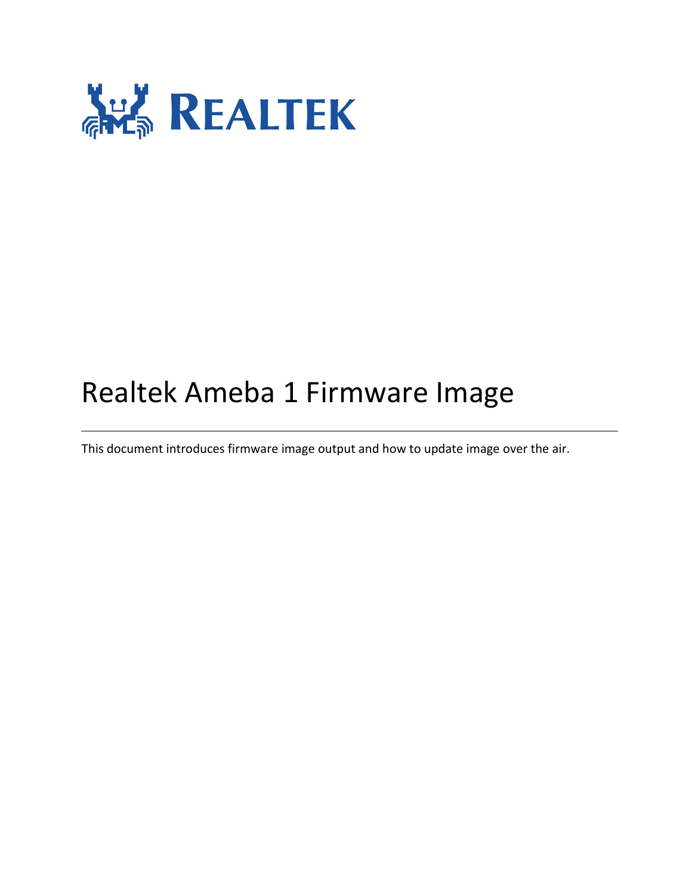# Realtek Ameba 1 Firmware Image

This document introduces firmware image output and how to update image over the air.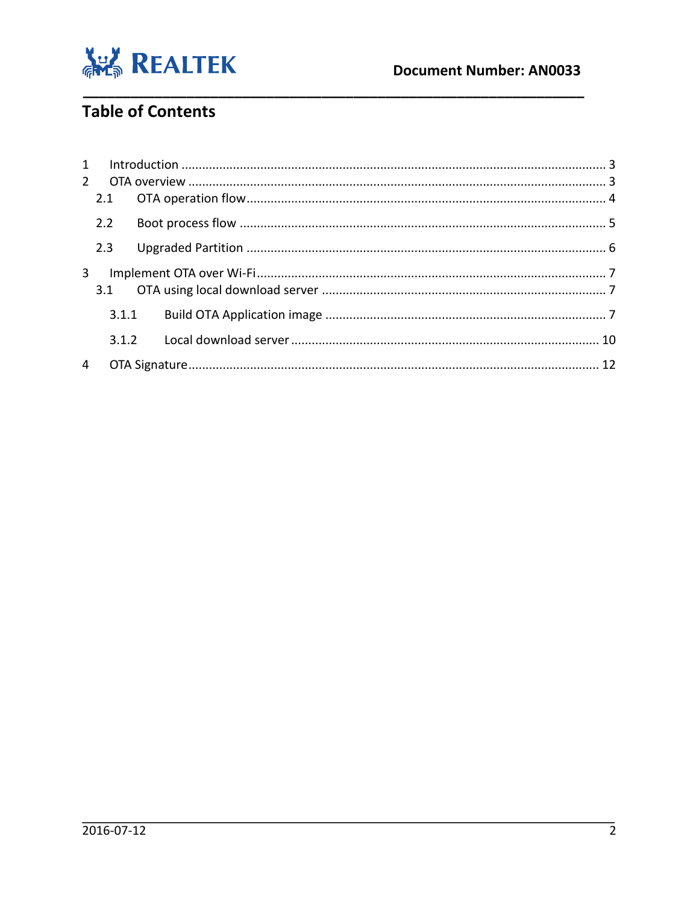# Table of Contents

1 Introduction ........................................................................................................... 3
2 OTA overview ......................................................................................................... 3
  2.1 OTA operation flow ........................................................................................ 4
  2.2 Boot process flow .......................................................................................... 5
  2.3 Upgraded Partition ........................................................................................ 6
3 Implement OTA over Wi-Fi ..................................................................................... 7
  3.1 OTA using local download server ................................................................... 7
    3.1.1 Build OTA Application image .................................................................. 7
    3.1.2 Local download server .......................................................................... 10
4 OTA Signature ....................................................................................................... 12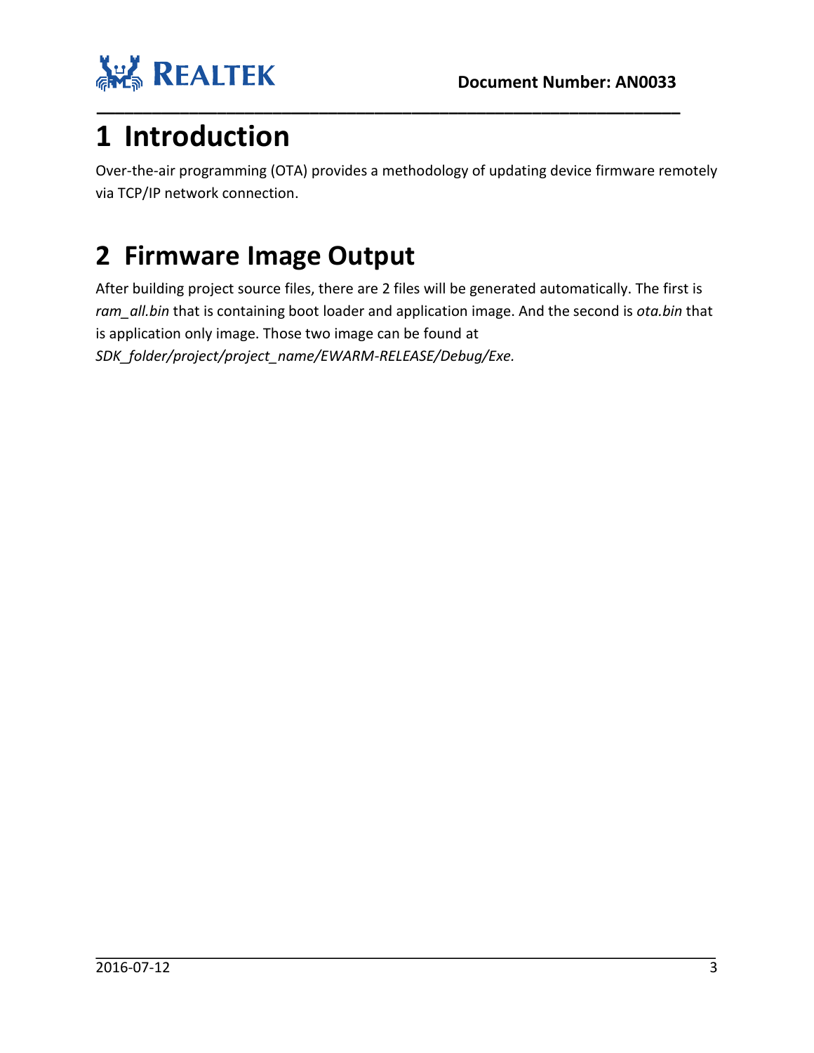# 1 Introduction

Over-the-air programming (OTA) provides a methodology of updating device firmware remotely via TCP/IP network connection.

# 2 Firmware Image Output

After building project source files, there are 2 files will be generated automatically. The first is *ram_all.bin* that is containing boot loader and application image. And the second is *ota.bin* that is application only image. Those two image can be found at *SDK_folder/project/project_name/EWARM-RELEASE/Debug/Exe.*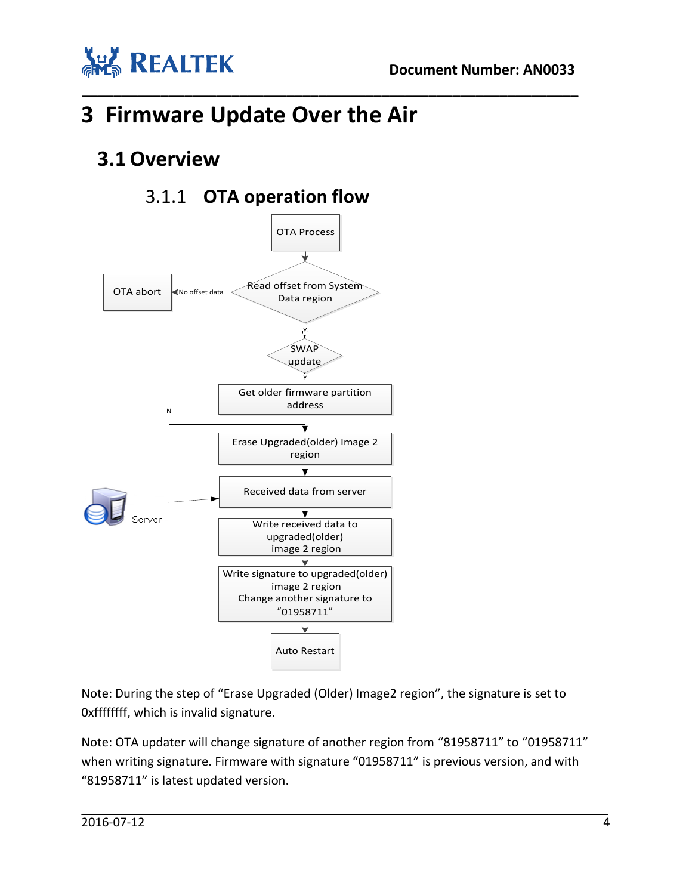# 3 Firmware Update Over the Air

## 3.1 Overview

### 3.1.1 OTA operation flow

- OTA Process
- Read offset from System Data region
  - No offset data → OTA abort
  - Y → SWAP update
- SWAP update
  - Y → Get older firmware partition address
  - N → Erase Upgraded(older) Image 2 region
- Get older firmware partition address
- Erase Upgraded(older) Image 2 region
- Received data from server (Server)
- Write received data to upgraded(older) image 2 region
- Write signature to upgraded(older) image 2 region
  Change another signature to "01958711"
- Auto Restart

Note: During the step of "Erase Upgraded (Older) Image2 region", the signature is set to 0xffffffff, which is invalid signature.

Note: OTA updater will change signature of another region from "81958711" to "01958711" when writing signature. Firmware with signature "01958711" is previous version, and with "81958711" is latest updated version.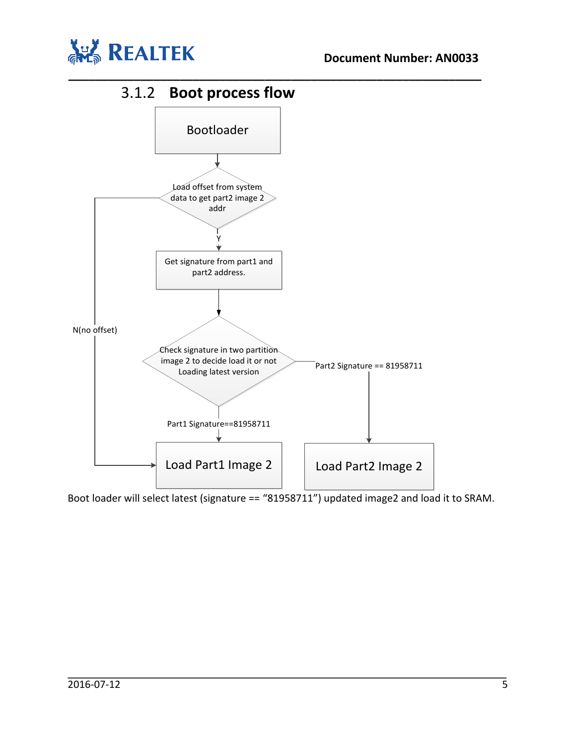### 3.1.2 Boot process flow

Bootloader

Load offset from system data to get part2 image 2 addr

Y

Get signature from part1 and part2 address.

N(no offset)

Check signature in two partition image 2 to decide load it or not Loading latest version

Part2 Signature == 81958711

Part1 Signature==81958711

Load Part1 Image 2

Load Part2 Image 2

Boot loader will select latest (signature == “81958711”) updated image2 and load it to SRAM.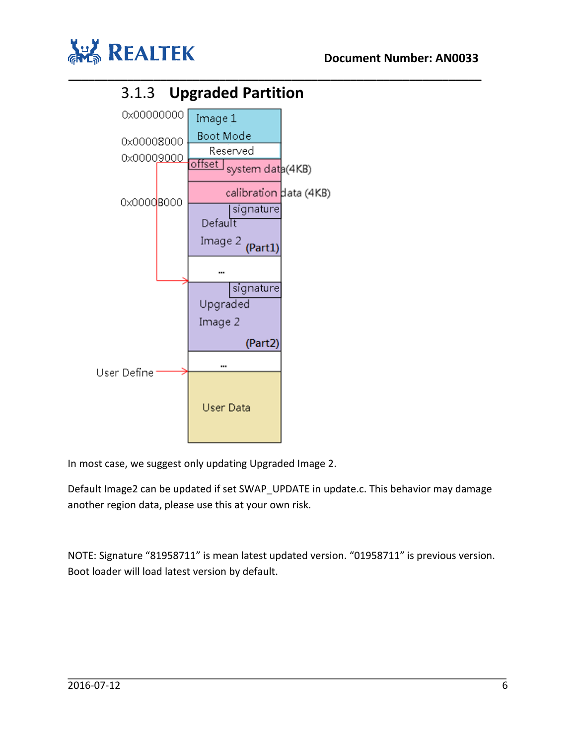### 3.1.3 Upgraded Partition

0x00000000 Image 1 Boot Mode
0x00008000 Reserved
0x00009000 offset system data(4KB)
calibration data (4KB)
0x0000B000 signature Default Image 2 (Part1)
...
signature Upgraded Image 2 (Part2)
...
User Define User Data

In most case, we suggest only updating Upgraded Image 2.

Default Image2 can be updated if set SWAP_UPDATE in update.c. This behavior may damage another region data, please use this at your own risk.

NOTE: Signature "81958711" is mean latest updated version. "01958711" is previous version. Boot loader will load latest version by default.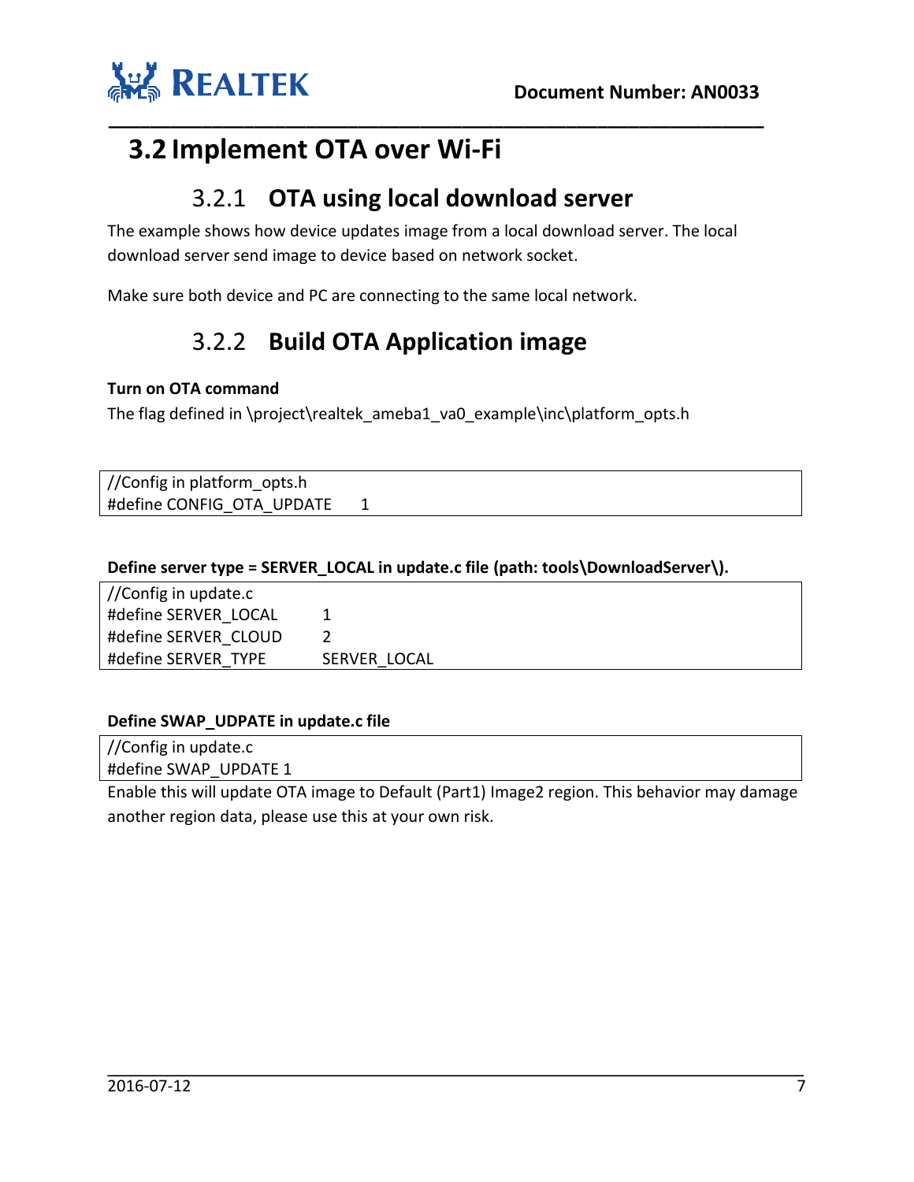## 3.2 Implement OTA over Wi-Fi

### 3.2.1 OTA using local download server

The example shows how device updates image from a local download server. The local download server send image to device based on network socket.

Make sure both device and PC are connecting to the same local network.

### 3.2.2 Build OTA Application image

**Turn on OTA command**

The flag defined in \project\realtek_ameba1_va0_example\inc\platform_opts.h

```
//Config in platform_opts.h
#define CONFIG_OTA_UPDATE      1
```

**Define server type = SERVER_LOCAL in update.c file (path: tools\DownloadServer\).**

```
//Config in update.c
#define SERVER_LOCAL        1
#define SERVER_CLOUD        2
#define SERVER_TYPE         SERVER_LOCAL
```

**Define SWAP_UDPATE in update.c file**

```
//Config in update.c
#define SWAP_UPDATE 1
```

Enable this will update OTA image to Default (Part1) Image2 region. This behavior may damage another region data, please use this at your own risk.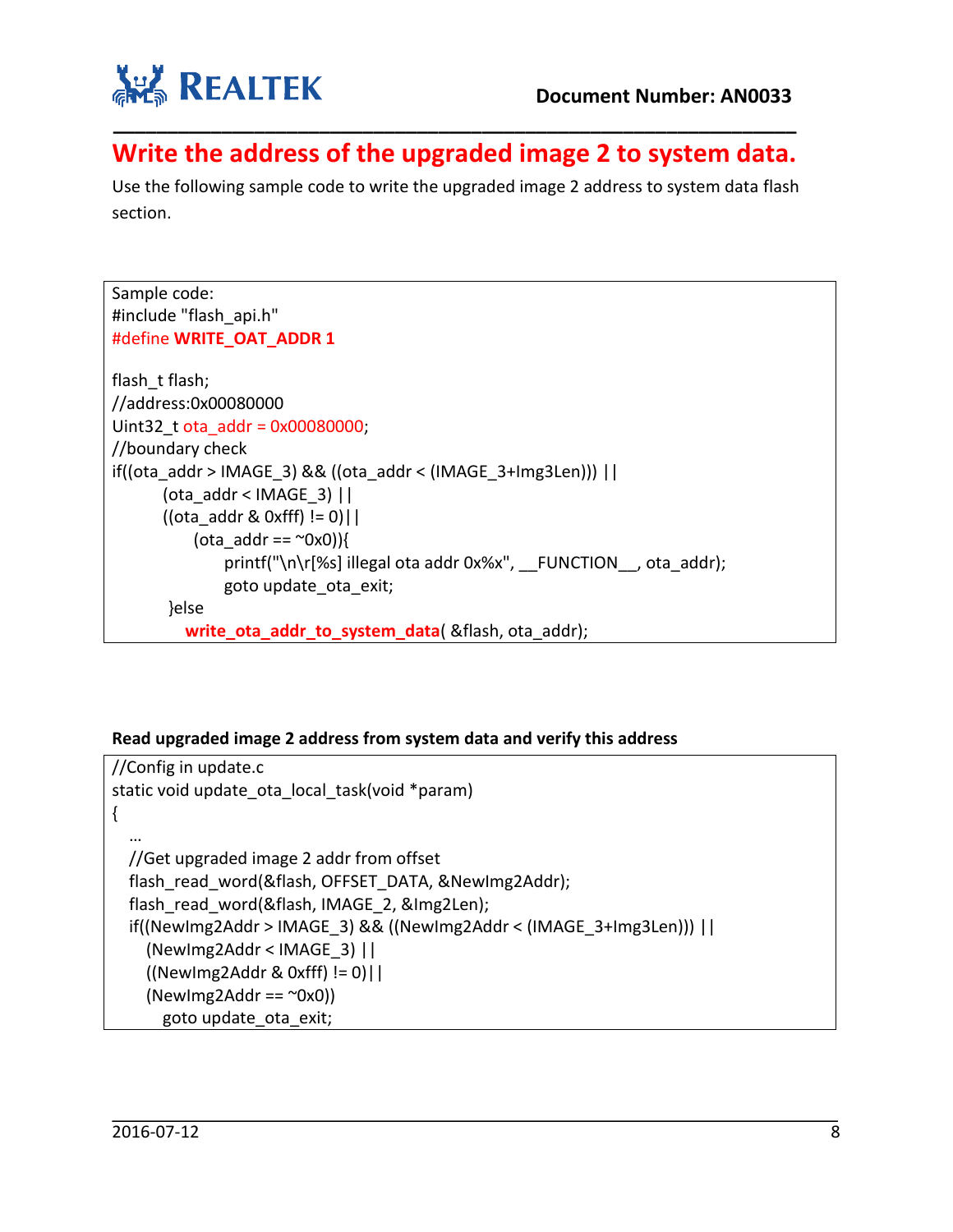# Write the address of the upgraded image 2 to system data.

Use the following sample code to write the upgraded image 2 address to system data flash section.

```
Sample code:
#include "flash_api.h"
#define WRITE_OAT_ADDR 1

flash_t flash;
//address:0x00080000
Uint32_t ota_addr = 0x00080000;
//boundary check
if((ota_addr > IMAGE_3) && ((ota_addr < (IMAGE_3+Img3Len))) ||
        (ota_addr < IMAGE_3) ||
        ((ota_addr & 0xfff) != 0)||
            (ota_addr == ~0x0)){
                printf("\n\r[%s] illegal ota addr 0x%x", __FUNCTION__, ota_addr);
                goto update_ota_exit;
         }else
            write_ota_addr_to_system_data( &flash, ota_addr);
```

**Read upgraded image 2 address from system data and verify this address**

```
//Config in update.c
static void update_ota_local_task(void *param)
{
  …
  //Get upgraded image 2 addr from offset
  flash_read_word(&flash, OFFSET_DATA, &NewImg2Addr);
  flash_read_word(&flash, IMAGE_2, &Img2Len);
  if((NewImg2Addr > IMAGE_3) && ((NewImg2Addr < (IMAGE_3+Img3Len))) ||
    (NewImg2Addr < IMAGE_3) ||
    ((NewImg2Addr & 0xfff) != 0)||
    (NewImg2Addr == ~0x0))
      goto update_ota_exit;
```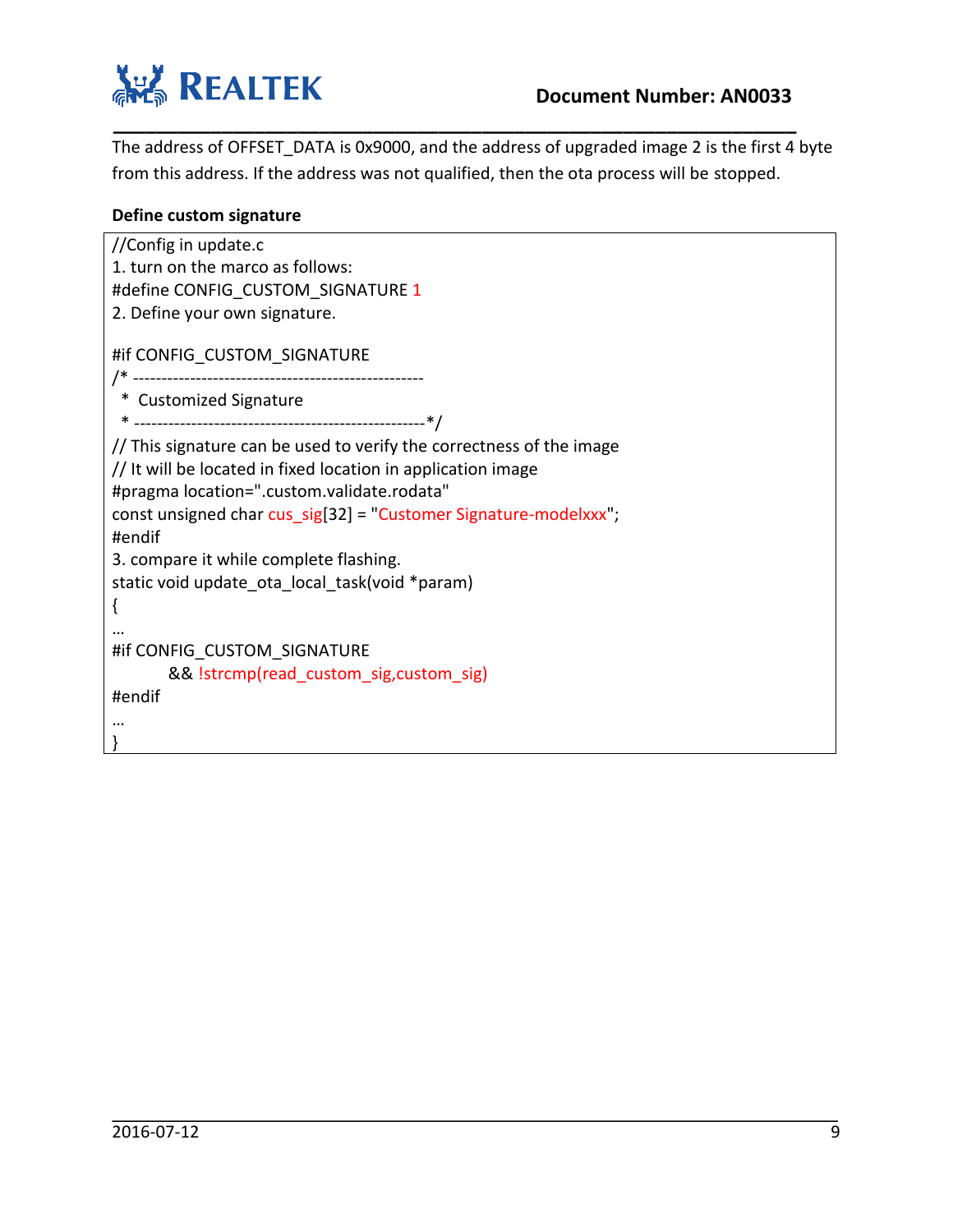The address of OFFSET_DATA is 0x9000, and the address of upgraded image 2 is the first 4 byte from this address. If the address was not qualified, then the ota process will be stopped.

**Define custom signature**

```
//Config in update.c
1. turn on the marco as follows:
#define CONFIG_CUSTOM_SIGNATURE 1
2. Define your own signature.

#if CONFIG_CUSTOM_SIGNATURE
/* ---------------------------------------------------
 * Customized Signature
 * ---------------------------------------------------*/
// This signature can be used to verify the correctness of the image
// It will be located in fixed location in application image
#pragma location=".custom.validate.rodata"
const unsigned char cus_sig[32] = "Customer Signature-modelxxx";
#endif
3. compare it while complete flashing.
static void update_ota_local_task(void *param)
{
…
#if CONFIG_CUSTOM_SIGNATURE
        && !strcmp(read_custom_sig,custom_sig)
#endif
…
}
```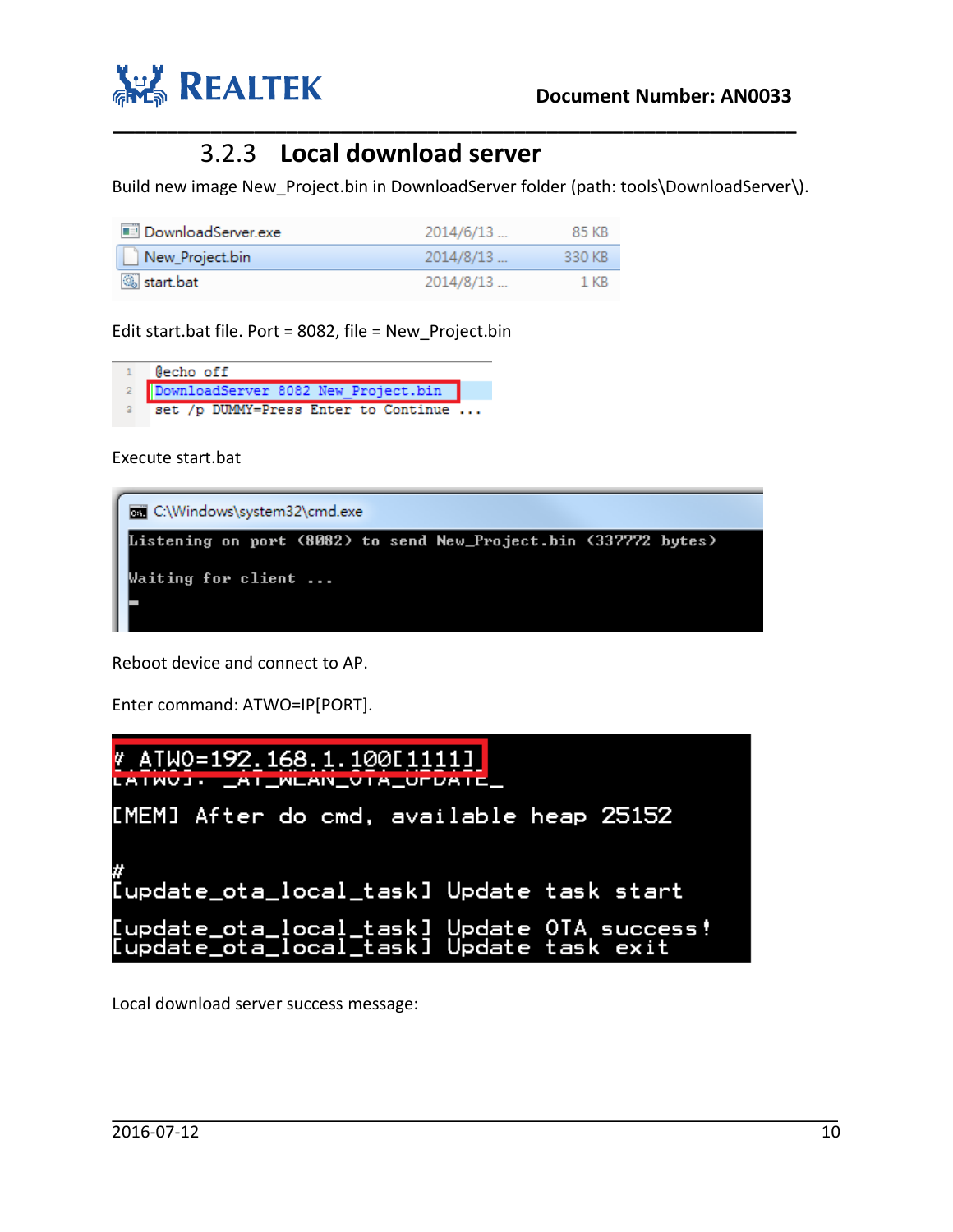### 3.2.3 Local download server

Build new image New_Project.bin in DownloadServer folder (path: tools\DownloadServer\).

| Name | Date | Size |
|---|---|---|
| DownloadServer.exe | 2014/6/13 ... | 85 KB |
| New_Project.bin | 2014/8/13 ... | 330 KB |
| start.bat | 2014/8/13 ... | 1 KB |

Edit start.bat file. Port = 8082, file = New_Project.bin

```
1  @echo off
2  DownloadServer 8082 New_Project.bin
3  set /p DUMMY=Press Enter to Continue ...
```

Execute start.bat

```
C:\Windows\system32\cmd.exe
Listening on port (8082) to send New_Project.bin (337772 bytes)

Waiting for client ...
_
```

Reboot device and connect to AP.

Enter command: ATWO=IP[PORT].

```
# ATWO=192.168.1.100[1111]
[ATWO]: _AT_WLAN_OTA_UPDATE_

[MEM] After do cmd, available heap 25152

#
[update_ota_local_task] Update task start

[update_ota_local_task] Update OTA success!
[update_ota_local_task] Update task exit
```

Local download server success message: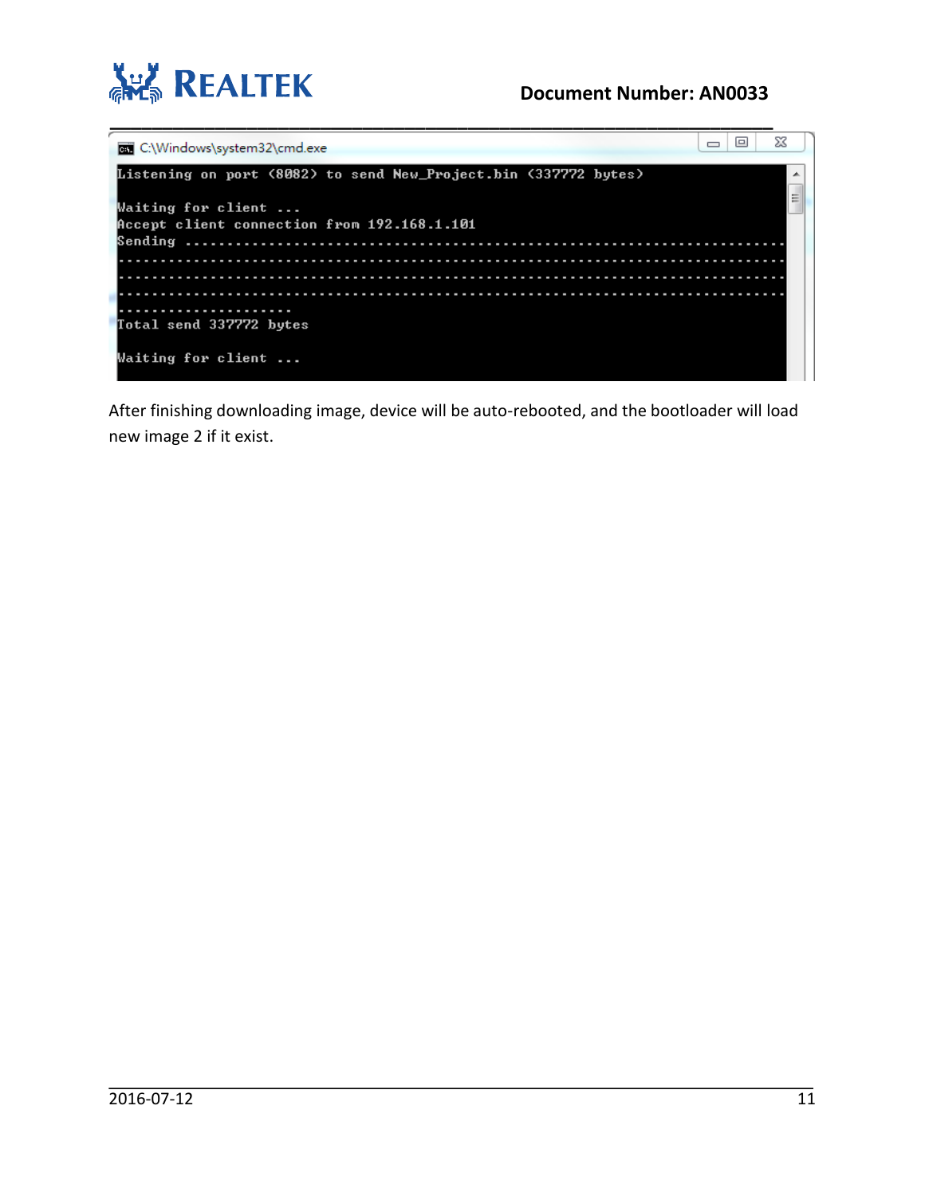```
C:\Windows\system32\cmd.exe
Listening on port (8082) to send New_Project.bin (337772 bytes)

Waiting for client ...
Accept client connection from 192.168.1.101
Sending ...........................................................................
...................................................................................
...................................................................................
...................................................................................
.....................
Total send 337772 bytes

Waiting for client ...
```

After finishing downloading image, device will be auto-rebooted, and the bootloader will load new image 2 if it exist.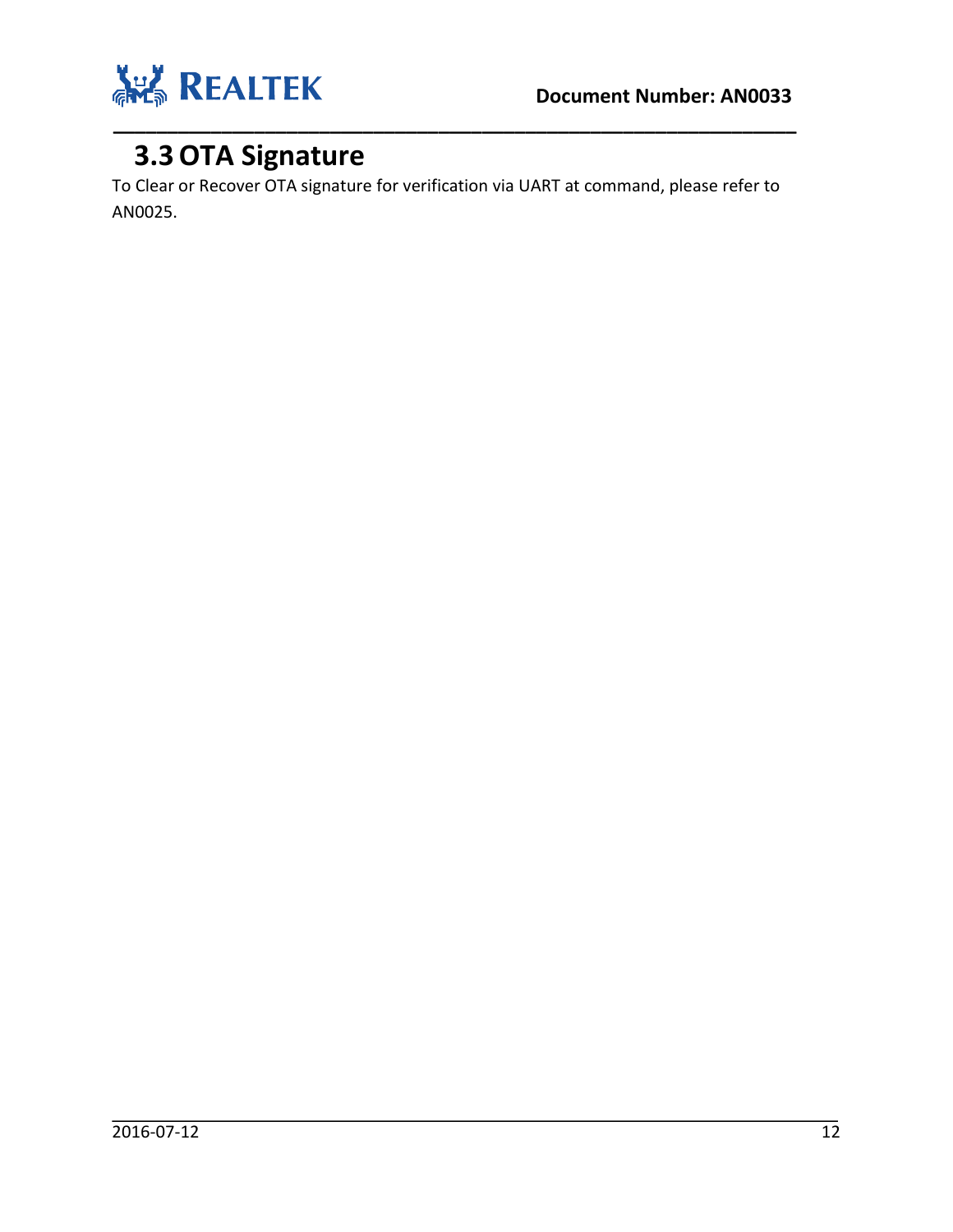## 3.3 OTA Signature

To Clear or Recover OTA signature for verification via UART at command, please refer to AN0025.